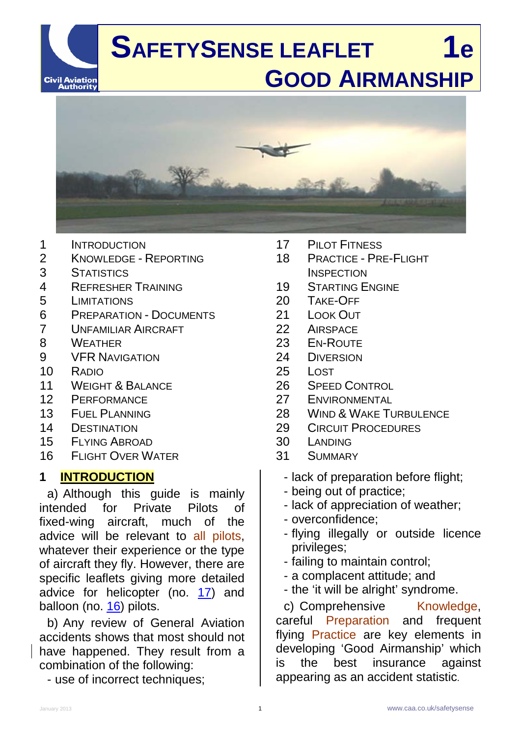# SAFETYSENSE LEAFLET 1e
# GOOD AIRMANSHIP

1 INTRODUCTION
2 KNOWLEDGE - REPORTING
3 STATISTICS
4 REFRESHER TRAINING
5 LIMITATIONS
6 PREPARATION - DOCUMENTS
7 UNFAMILIAR AIRCRAFT
8 WEATHER
9 VFR NAVIGATION
10 RADIO
11 WEIGHT & BALANCE
12 PERFORMANCE
13 FUEL PLANNING
14 DESTINATION
15 FLYING ABROAD
16 FLIGHT OVER WATER
17 PILOT FITNESS
18 PRACTICE - PRE-FLIGHT INSPECTION
19 STARTING ENGINE
20 TAKE-OFF
21 LOOK OUT
22 AIRSPACE
23 EN-ROUTE
24 DIVERSION
25 LOST
26 SPEED CONTROL
27 ENVIRONMENTAL
28 WIND & WAKE TURBULENCE
29 CIRCUIT PROCEDURES
30 LANDING
31 SUMMARY

## 1 INTRODUCTION

a) Although this guide is mainly intended for Private Pilots of fixed-wing aircraft, much of the advice will be relevant to all pilots, whatever their experience or the type of aircraft they fly. However, there are specific leaflets giving more detailed advice for helicopter (no. 17) and balloon (no. 16) pilots.

b) Any review of General Aviation accidents shows that most should not have happened. They result from a combination of the following:

- use of incorrect techniques;
- lack of preparation before flight;
- being out of practice;
- lack of appreciation of weather;
- overconfidence;
- flying illegally or outside licence privileges;
- failing to maintain control;
- a complacent attitude; and
- the 'it will be alright' syndrome.

c) Comprehensive Knowledge, careful Preparation and frequent flying Practice are key elements in developing 'Good Airmanship' which is the best insurance against appearing as an accident statistic.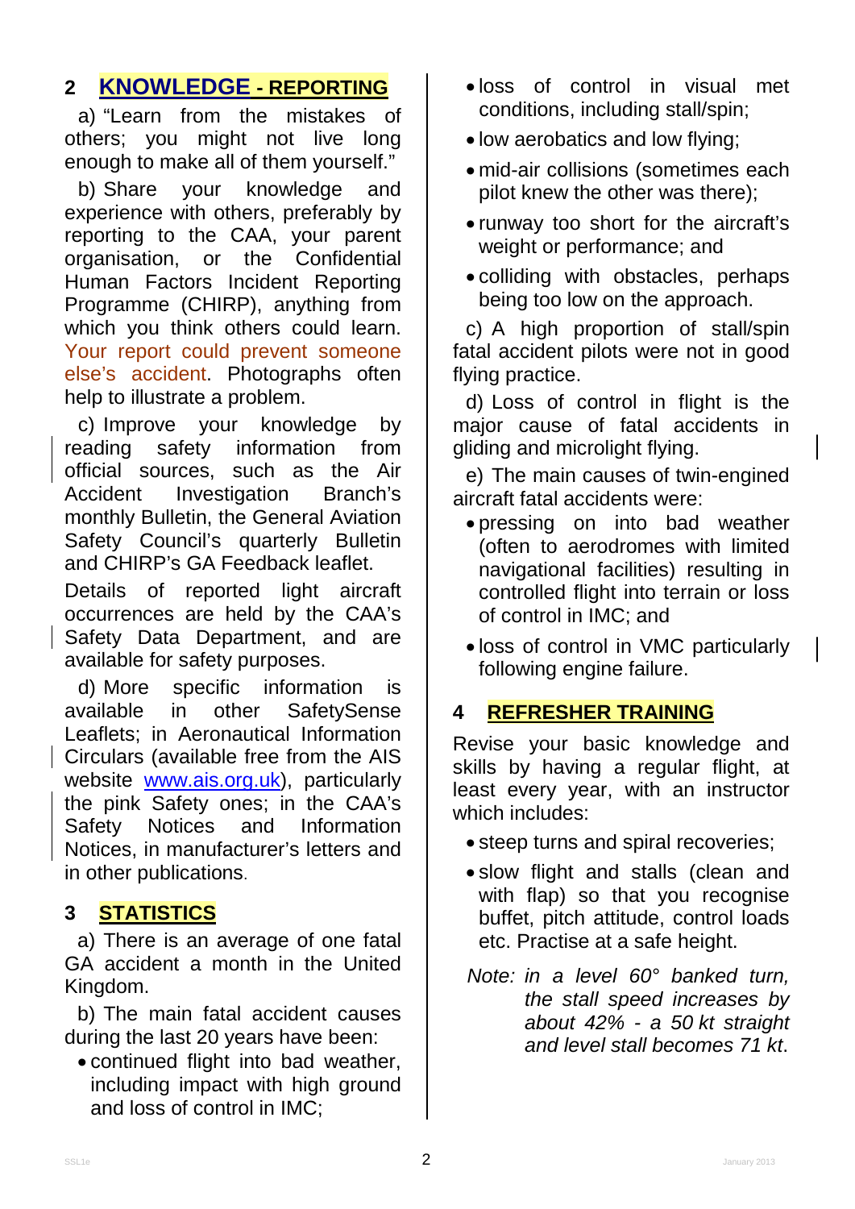## 2 KNOWLEDGE - REPORTING

a) "Learn from the mistakes of others; you might not live long enough to make all of them yourself."

b) Share your knowledge and experience with others, preferably by reporting to the CAA, your parent organisation, or the Confidential Human Factors Incident Reporting Programme (CHIRP), anything from which you think others could learn. Your report could prevent someone else's accident. Photographs often help to illustrate a problem.

c) Improve your knowledge by reading safety information from official sources, such as the Air Accident Investigation Branch's monthly Bulletin, the General Aviation Safety Council's quarterly Bulletin and CHIRP's GA Feedback leaflet.

Details of reported light aircraft occurrences are held by the CAA's Safety Data Department, and are available for safety purposes.

d) More specific information is available in other SafetySense Leaflets; in Aeronautical Information Circulars (available free from the AIS website www.ais.org.uk), particularly the pink Safety ones; in the CAA's Safety Notices and Information Notices, in manufacturer's letters and in other publications.

## 3 STATISTICS

a) There is an average of one fatal GA accident a month in the United Kingdom.

b) The main fatal accident causes during the last 20 years have been:

- continued flight into bad weather, including impact with high ground and loss of control in IMC;
- loss of control in visual met conditions, including stall/spin;
- low aerobatics and low flying;
- mid-air collisions (sometimes each pilot knew the other was there);
- runway too short for the aircraft's weight or performance; and
- colliding with obstacles, perhaps being too low on the approach.

c) A high proportion of stall/spin fatal accident pilots were not in good flying practice.

d) Loss of control in flight is the major cause of fatal accidents in gliding and microlight flying.

e) The main causes of twin-engined aircraft fatal accidents were:

- pressing on into bad weather (often to aerodromes with limited navigational facilities) resulting in controlled flight into terrain or loss of control in IMC; and
- loss of control in VMC particularly following engine failure.

## 4 REFRESHER TRAINING

Revise your basic knowledge and skills by having a regular flight, at least every year, with an instructor which includes:

- steep turns and spiral recoveries;
- slow flight and stalls (clean and with flap) so that you recognise buffet, pitch attitude, control loads etc. Practise at a safe height.

*Note: in a level 60° banked turn, the stall speed increases by about 42% - a 50 kt straight and level stall becomes 71 kt.*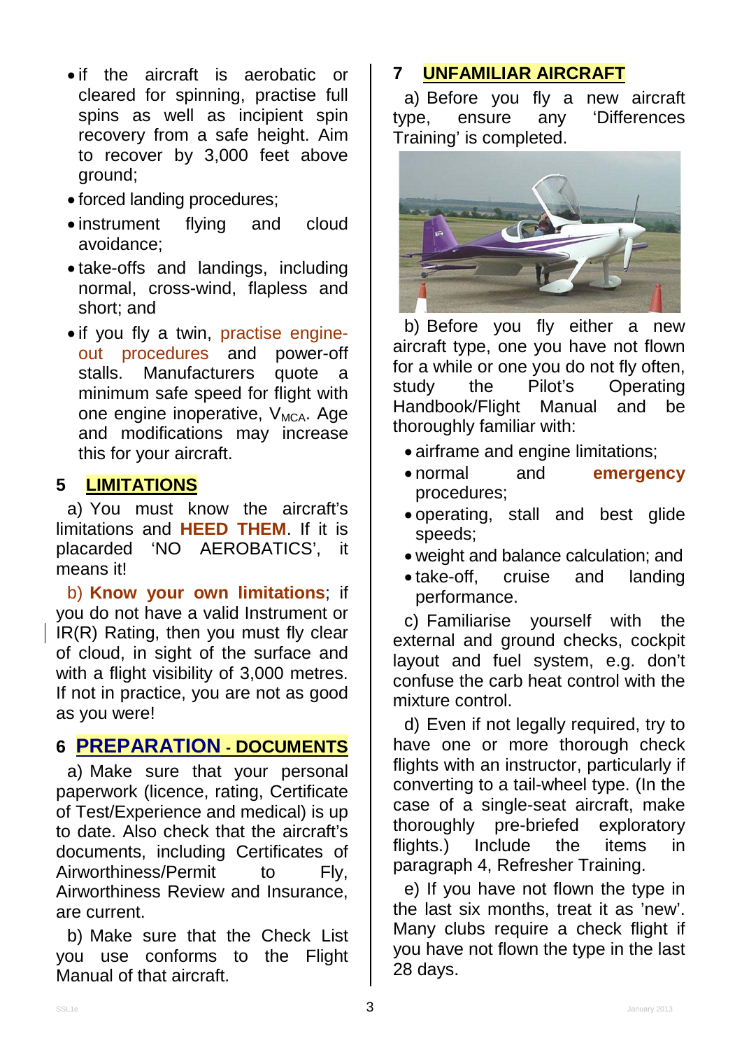- if the aircraft is aerobatic or cleared for spinning, practise full spins as well as incipient spin recovery from a safe height. Aim to recover by 3,000 feet above ground;
- forced landing procedures;
- instrument flying and cloud avoidance;
- take-offs and landings, including normal, cross-wind, flapless and short; and
- if you fly a twin, practise engine-out procedures and power-off stalls. Manufacturers quote a minimum safe speed for flight with one engine inoperative, $V_{MCA}$. Age and modifications may increase this for your aircraft.

## 5 LIMITATIONS

a) You must know the aircraft's limitations and **HEED THEM**. If it is placarded 'NO AEROBATICS', it means it!

b) **Know your own limitations**; if you do not have a valid Instrument or IR(R) Rating, then you must fly clear of cloud, in sight of the surface and with a flight visibility of 3,000 metres. If not in practice, you are not as good as you were!

## 6 PREPARATION - DOCUMENTS

a) Make sure that your personal paperwork (licence, rating, Certificate of Test/Experience and medical) is up to date. Also check that the aircraft's documents, including Certificates of Airworthiness/Permit to Fly, Airworthiness Review and Insurance, are current.

b) Make sure that the Check List you use conforms to the Flight Manual of that aircraft.

## 7 UNFAMILIAR AIRCRAFT

a) Before you fly a new aircraft type, ensure any 'Differences Training' is completed.

b) Before you fly either a new aircraft type, one you have not flown for a while or one you do not fly often, study the Pilot's Operating Handbook/Flight Manual and be thoroughly familiar with:

- airframe and engine limitations;
- normal and **emergency** procedures;
- operating, stall and best glide speeds;
- weight and balance calculation; and
- take-off, cruise and landing performance.

c) Familiarise yourself with the external and ground checks, cockpit layout and fuel system, e.g. don't confuse the carb heat control with the mixture control.

d) Even if not legally required, try to have one or more thorough check flights with an instructor, particularly if converting to a tail-wheel type. (In the case of a single-seat aircraft, make thoroughly pre-briefed exploratory flights.) Include the items in paragraph 4, Refresher Training.

e) If you have not flown the type in the last six months, treat it as 'new'. Many clubs require a check flight if you have not flown the type in the last 28 days.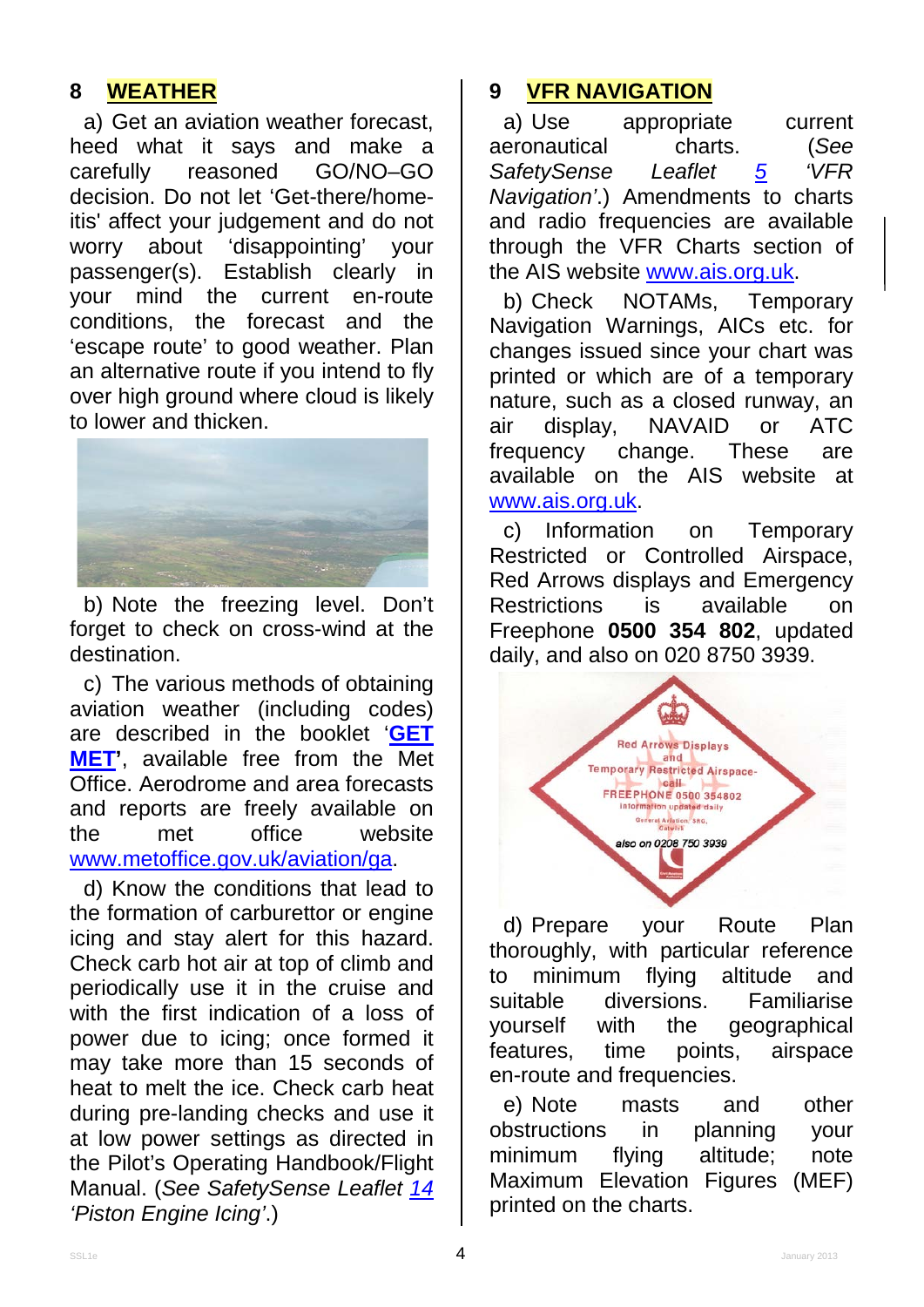## 8 WEATHER

a) Get an aviation weather forecast, heed what it says and make a carefully reasoned GO/NO–GO decision. Do not let 'Get-there/home-itis' affect your judgement and do not worry about 'disappointing' your passenger(s). Establish clearly in your mind the current en-route conditions, the forecast and the 'escape route' to good weather. Plan an alternative route if you intend to fly over high ground where cloud is likely to lower and thicken.

b) Note the freezing level. Don't forget to check on cross-wind at the destination.

c) The various methods of obtaining aviation weather (including codes) are described in the booklet '**GET MET**', available free from the Met Office. Aerodrome and area forecasts and reports are freely available on the met office website www.metoffice.gov.uk/aviation/ga.

d) Know the conditions that lead to the formation of carburettor or engine icing and stay alert for this hazard. Check carb hot air at top of climb and periodically use it in the cruise and with the first indication of a loss of power due to icing; once formed it may take more than 15 seconds of heat to melt the ice. Check carb heat during pre-landing checks and use it at low power settings as directed in the Pilot's Operating Handbook/Flight Manual. (*See SafetySense Leaflet 14 'Piston Engine Icing'*.)

## 9 VFR NAVIGATION

a) Use appropriate current aeronautical charts. (*See SafetySense Leaflet 5 'VFR Navigation'*.) Amendments to charts and radio frequencies are available through the VFR Charts section of the AIS website www.ais.org.uk.

b) Check NOTAMs, Temporary Navigation Warnings, AICs etc. for changes issued since your chart was printed or which are of a temporary nature, such as a closed runway, an air display, NAVAID or ATC frequency change. These are available on the AIS website at www.ais.org.uk.

c) Information on Temporary Restricted or Controlled Airspace, Red Arrows displays and Emergency Restrictions is available on Freephone **0500 354 802**, updated daily, and also on 020 8750 3939.

d) Prepare your Route Plan thoroughly, with particular reference to minimum flying altitude and suitable diversions. Familiarise yourself with the geographical features, time points, airspace en-route and frequencies.

e) Note masts and other obstructions in planning your minimum flying altitude; note Maximum Elevation Figures (MEF) printed on the charts.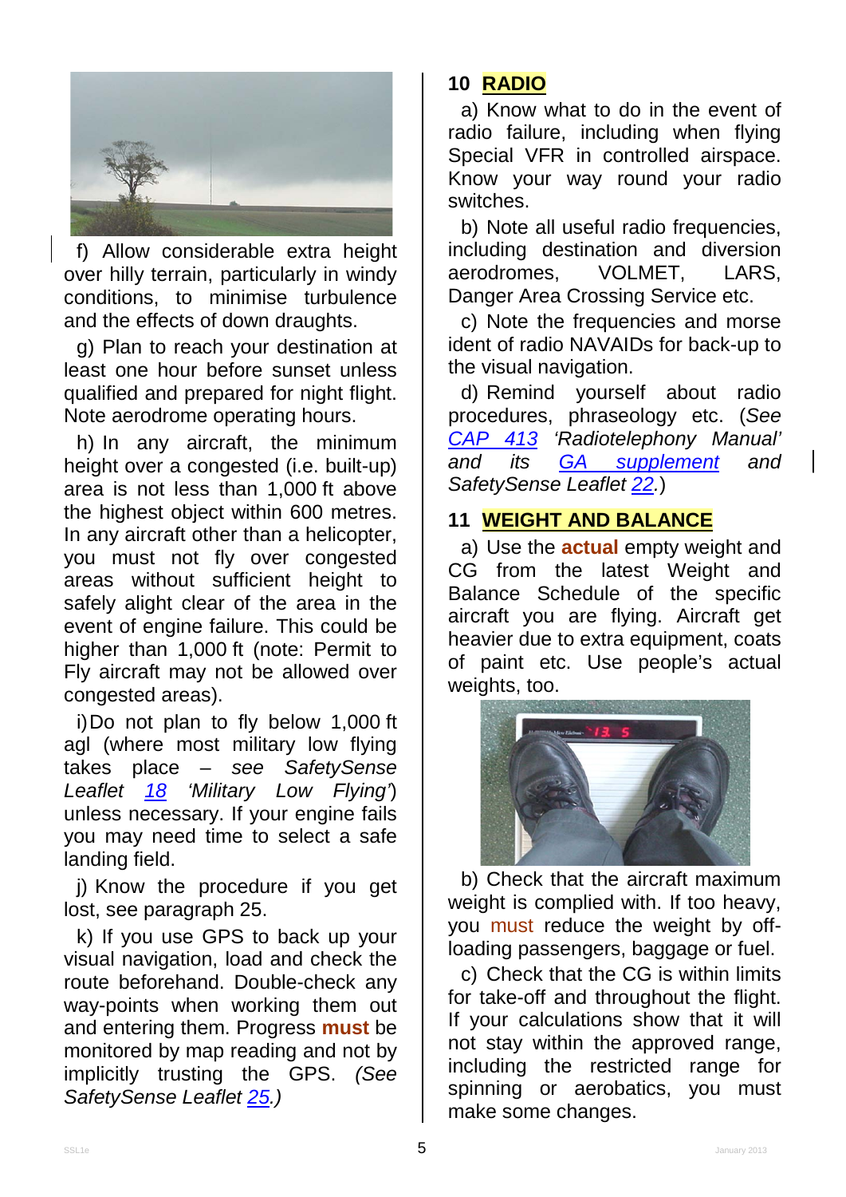f) Allow considerable extra height over hilly terrain, particularly in windy conditions, to minimise turbulence and the effects of down draughts.

g) Plan to reach your destination at least one hour before sunset unless qualified and prepared for night flight. Note aerodrome operating hours.

h) In any aircraft, the minimum height over a congested (i.e. built-up) area is not less than 1,000 ft above the highest object within 600 metres. In any aircraft other than a helicopter, you must not fly over congested areas without sufficient height to safely alight clear of the area in the event of engine failure. This could be higher than 1,000 ft (note: Permit to Fly aircraft may not be allowed over congested areas).

i) Do not plan to fly below 1,000 ft agl (where most military low flying takes place – *see SafetySense Leaflet 18 'Military Low Flying'*) unless necessary. If your engine fails you may need time to select a safe landing field.

j) Know the procedure if you get lost, see paragraph 25.

k) If you use GPS to back up your visual navigation, load and check the route beforehand. Double-check any way-points when working them out and entering them. Progress **must** be monitored by map reading and not by implicitly trusting the GPS. *(See SafetySense Leaflet 25.)*

## 10 RADIO

a) Know what to do in the event of radio failure, including when flying Special VFR in controlled airspace. Know your way round your radio switches.

b) Note all useful radio frequencies, including destination and diversion aerodromes, VOLMET, LARS, Danger Area Crossing Service etc.

c) Note the frequencies and morse ident of radio NAVAIDs for back-up to the visual navigation.

d) Remind yourself about radio procedures, phraseology etc. (*See CAP 413 'Radiotelephony Manual' and its GA supplement and SafetySense Leaflet 22.*)

## 11 WEIGHT AND BALANCE

a) Use the **actual** empty weight and CG from the latest Weight and Balance Schedule of the specific aircraft you are flying. Aircraft get heavier due to extra equipment, coats of paint etc. Use people's actual weights, too.

b) Check that the aircraft maximum weight is complied with. If too heavy, you must reduce the weight by off-loading passengers, baggage or fuel.

c) Check that the CG is within limits for take-off and throughout the flight. If your calculations show that it will not stay within the approved range, including the restricted range for spinning or aerobatics, you must make some changes.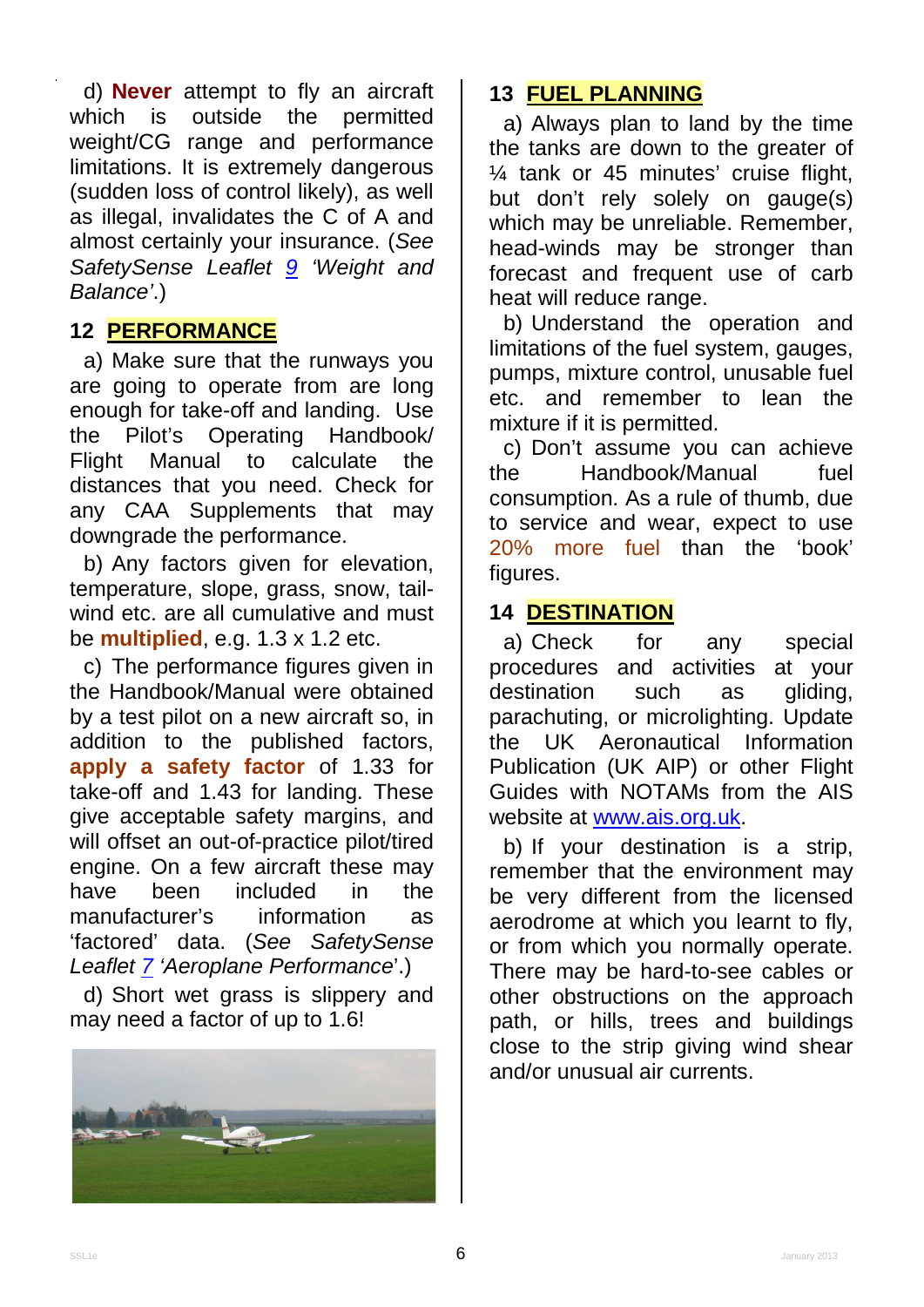d) **Never** attempt to fly an aircraft which is outside the permitted weight/CG range and performance limitations. It is extremely dangerous (sudden loss of control likely), as well as illegal, invalidates the C of A and almost certainly your insurance. (*See SafetySense Leaflet 9 'Weight and Balance'*.)

## 12 PERFORMANCE

a) Make sure that the runways you are going to operate from are long enough for take-off and landing. Use the Pilot's Operating Handbook/ Flight Manual to calculate the distances that you need. Check for any CAA Supplements that may downgrade the performance.

b) Any factors given for elevation, temperature, slope, grass, snow, tail-wind etc. are all cumulative and must be **multiplied**, e.g. 1.3 x 1.2 etc.

c) The performance figures given in the Handbook/Manual were obtained by a test pilot on a new aircraft so, in addition to the published factors, **apply a safety factor** of 1.33 for take-off and 1.43 for landing. These give acceptable safety margins, and will offset an out-of-practice pilot/tired engine. On a few aircraft these may have been included in the manufacturer's information as 'factored' data. (*See SafetySense Leaflet 7 'Aeroplane Performance*'.)

d) Short wet grass is slippery and may need a factor of up to 1.6!

## 13 FUEL PLANNING

a) Always plan to land by the time the tanks are down to the greater of ¼ tank or 45 minutes' cruise flight, but don't rely solely on gauge(s) which may be unreliable. Remember, head-winds may be stronger than forecast and frequent use of carb heat will reduce range.

b) Understand the operation and limitations of the fuel system, gauges, pumps, mixture control, unusable fuel etc. and remember to lean the mixture if it is permitted.

c) Don't assume you can achieve the Handbook/Manual fuel consumption. As a rule of thumb, due to service and wear, expect to use 20% more fuel than the 'book' figures.

## 14 DESTINATION

a) Check for any special procedures and activities at your destination such as gliding, parachuting, or microlighting. Update the UK Aeronautical Information Publication (UK AIP) or other Flight Guides with NOTAMs from the AIS website at www.ais.org.uk.

b) If your destination is a strip, remember that the environment may be very different from the licensed aerodrome at which you learnt to fly, or from which you normally operate. There may be hard-to-see cables or other obstructions on the approach path, or hills, trees and buildings close to the strip giving wind shear and/or unusual air currents.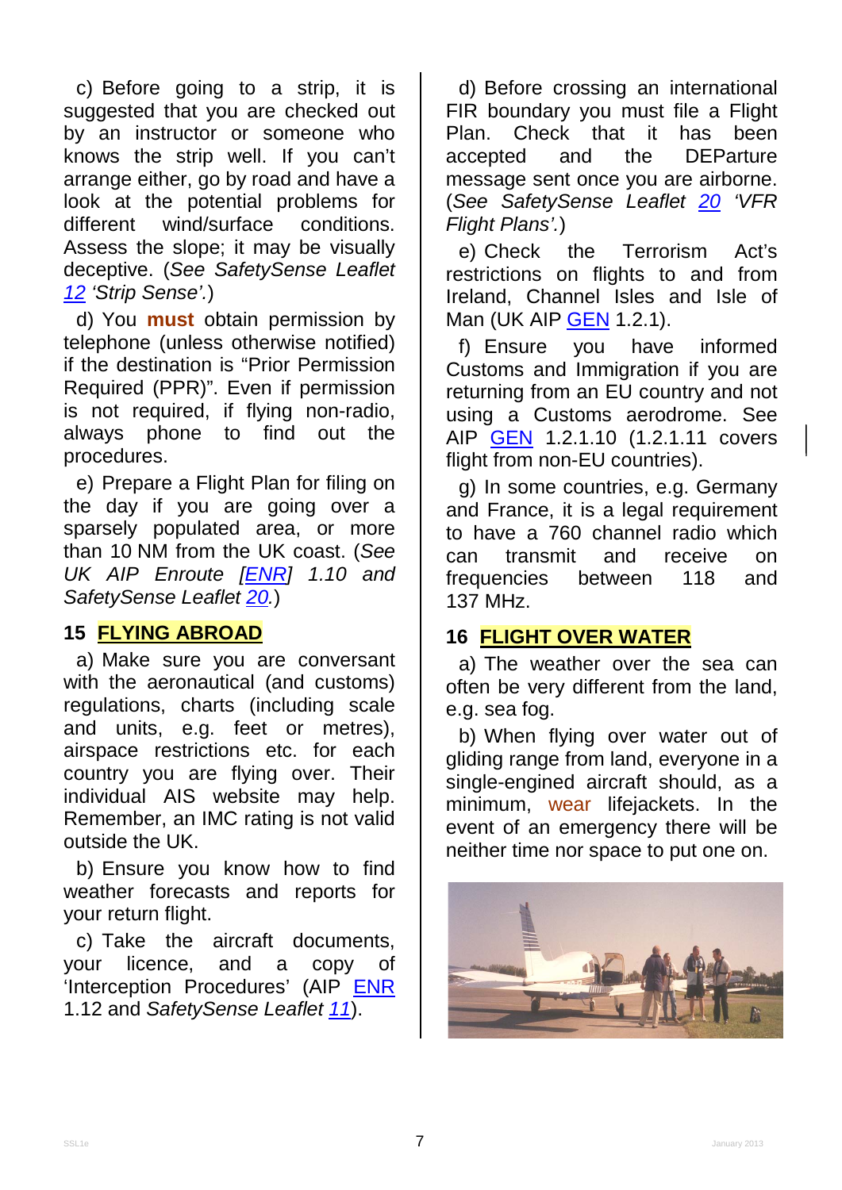c) Before going to a strip, it is suggested that you are checked out by an instructor or someone who knows the strip well. If you can't arrange either, go by road and have a look at the potential problems for different wind/surface conditions. Assess the slope; it may be visually deceptive. (*See SafetySense Leaflet 12 'Strip Sense'.*)

d) You **must** obtain permission by telephone (unless otherwise notified) if the destination is "Prior Permission Required (PPR)". Even if permission is not required, if flying non-radio, always phone to find out the procedures.

e) Prepare a Flight Plan for filing on the day if you are going over a sparsely populated area, or more than 10 NM from the UK coast. (*See UK AIP Enroute [ENR] 1.10 and SafetySense Leaflet 20.*)

## 15 FLYING ABROAD

a) Make sure you are conversant with the aeronautical (and customs) regulations, charts (including scale and units, e.g. feet or metres), airspace restrictions etc. for each country you are flying over. Their individual AIS website may help. Remember, an IMC rating is not valid outside the UK.

b) Ensure you know how to find weather forecasts and reports for your return flight.

c) Take the aircraft documents, your licence, and a copy of 'Interception Procedures' (AIP ENR 1.12 and *SafetySense Leaflet 11*).

d) Before crossing an international FIR boundary you must file a Flight Plan. Check that it has been accepted and the DEParture message sent once you are airborne. (*See SafetySense Leaflet 20 'VFR Flight Plans'.*)

e) Check the Terrorism Act's restrictions on flights to and from Ireland, Channel Isles and Isle of Man (UK AIP GEN 1.2.1).

f) Ensure you have informed Customs and Immigration if you are returning from an EU country and not using a Customs aerodrome. See AIP GEN 1.2.1.10 (1.2.1.11 covers flight from non-EU countries).

g) In some countries, e.g. Germany and France, it is a legal requirement to have a 760 channel radio which can transmit and receive on frequencies between 118 and 137 MHz.

## 16 FLIGHT OVER WATER

a) The weather over the sea can often be very different from the land, e.g. sea fog.

b) When flying over water out of gliding range from land, everyone in a single-engined aircraft should, as a minimum, wear lifejackets. In the event of an emergency there will be neither time nor space to put one on.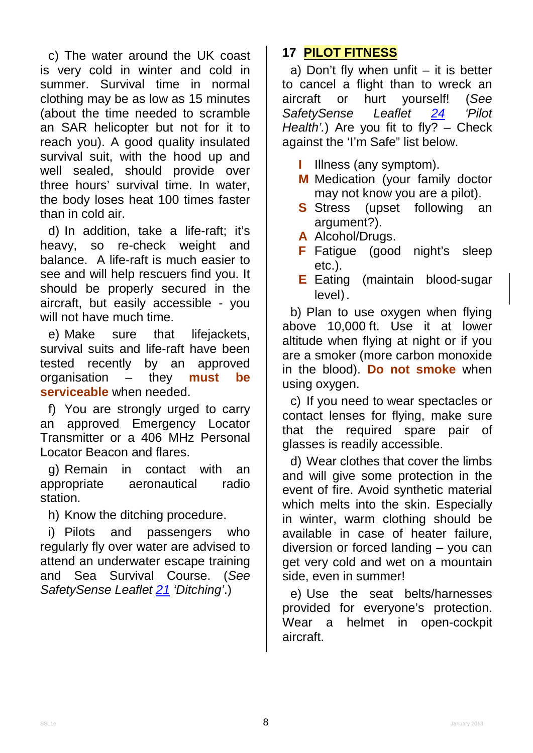c) The water around the UK coast is very cold in winter and cold in summer. Survival time in normal clothing may be as low as 15 minutes (about the time needed to scramble an SAR helicopter but not for it to reach you). A good quality insulated survival suit, with the hood up and well sealed, should provide over three hours' survival time. In water, the body loses heat 100 times faster than in cold air.

d) In addition, take a life-raft; it's heavy, so re-check weight and balance. A life-raft is much easier to see and will help rescuers find you. It should be properly secured in the aircraft, but easily accessible - you will not have much time.

e) Make sure that lifejackets, survival suits and life-raft have been tested recently by an approved organisation – they **must be serviceable** when needed.

f) You are strongly urged to carry an approved Emergency Locator Transmitter or a 406 MHz Personal Locator Beacon and flares.

g) Remain in contact with an appropriate aeronautical radio station.

h) Know the ditching procedure.

i) Pilots and passengers who regularly fly over water are advised to attend an underwater escape training and Sea Survival Course. (*See SafetySense Leaflet 21 'Ditching'.*)

## 17 PILOT FITNESS

a) Don't fly when unfit – it is better to cancel a flight than to wreck an aircraft or hurt yourself! (*See SafetySense Leaflet 24 'Pilot Health'.*) Are you fit to fly? – Check against the 'I'm Safe" list below.

- **I** Illness (any symptom).
- **M** Medication (your family doctor may not know you are a pilot).
- **S** Stress (upset following an argument?).
- **A** Alcohol/Drugs.
- **F** Fatigue (good night's sleep etc.).
- **E** Eating (maintain blood-sugar level).

b) Plan to use oxygen when flying above 10,000 ft. Use it at lower altitude when flying at night or if you are a smoker (more carbon monoxide in the blood). **Do not smoke** when using oxygen.

c) If you need to wear spectacles or contact lenses for flying, make sure that the required spare pair of glasses is readily accessible.

d) Wear clothes that cover the limbs and will give some protection in the event of fire. Avoid synthetic material which melts into the skin. Especially in winter, warm clothing should be available in case of heater failure, diversion or forced landing – you can get very cold and wet on a mountain side, even in summer!

e) Use the seat belts/harnesses provided for everyone's protection. Wear a helmet in open-cockpit aircraft.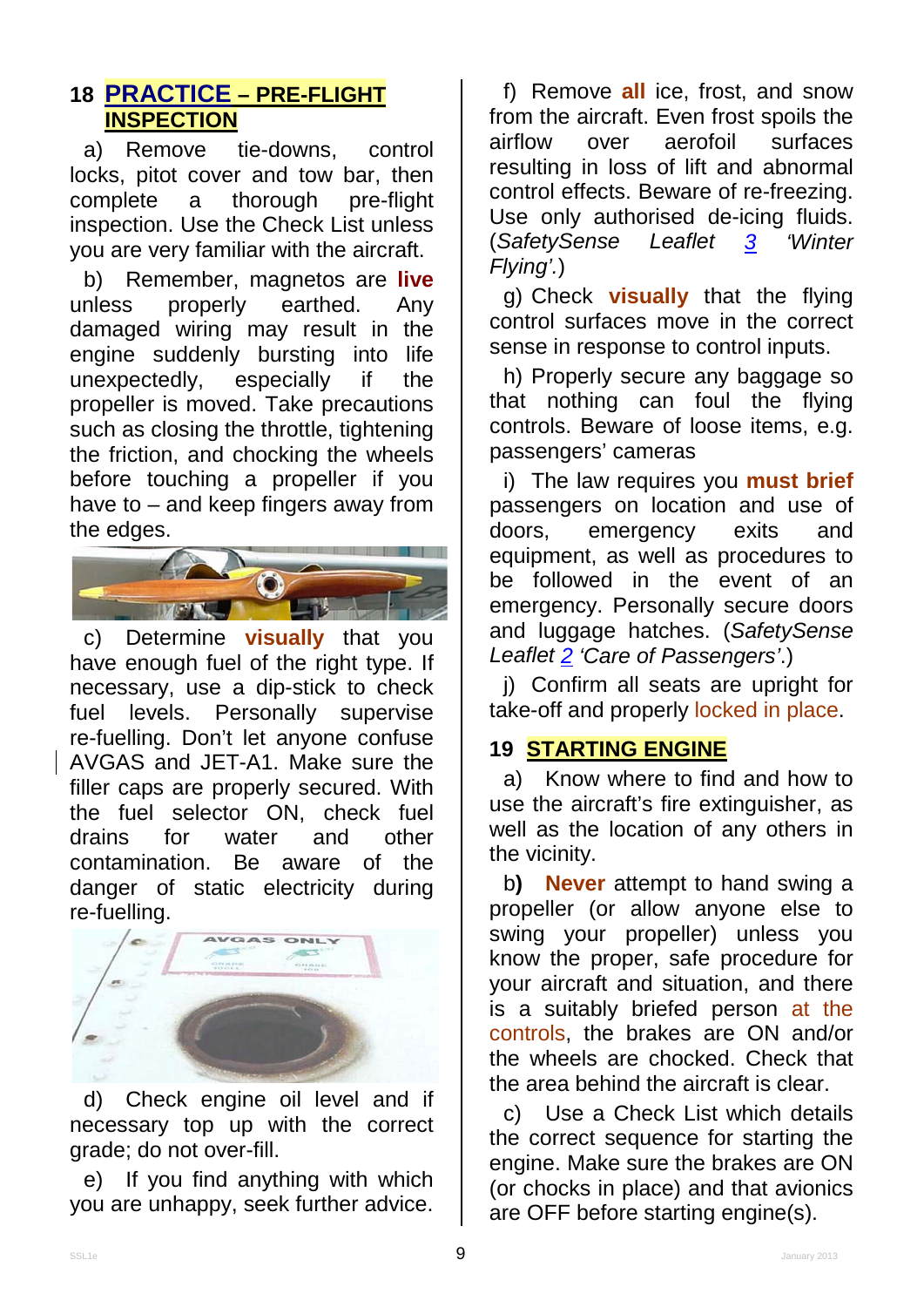## 18 PRACTICE – PRE-FLIGHT INSPECTION

a) Remove tie-downs, control locks, pitot cover and tow bar, then complete a thorough pre-flight inspection. Use the Check List unless you are very familiar with the aircraft.

b) Remember, magnetos are **live** unless properly earthed. Any damaged wiring may result in the engine suddenly bursting into life unexpectedly, especially if the propeller is moved. Take precautions such as closing the throttle, tightening the friction, and chocking the wheels before touching a propeller if you have to – and keep fingers away from the edges.

c) Determine **visually** that you have enough fuel of the right type. If necessary, use a dip-stick to check fuel levels. Personally supervise re-fuelling. Don't let anyone confuse AVGAS and JET-A1. Make sure the filler caps are properly secured. With the fuel selector ON, check fuel drains for water and other contamination. Be aware of the danger of static electricity during re-fuelling.

d) Check engine oil level and if necessary top up with the correct grade; do not over-fill.

e) If you find anything with which you are unhappy, seek further advice.

f) Remove **all** ice, frost, and snow from the aircraft. Even frost spoils the airflow over aerofoil surfaces resulting in loss of lift and abnormal control effects. Beware of re-freezing. Use only authorised de-icing fluids. (*SafetySense Leaflet 3 'Winter Flying'.*)

g) Check **visually** that the flying control surfaces move in the correct sense in response to control inputs.

h) Properly secure any baggage so that nothing can foul the flying controls. Beware of loose items, e.g. passengers' cameras

i) The law requires you **must brief** passengers on location and use of doors, emergency exits and equipment, as well as procedures to be followed in the event of an emergency. Personally secure doors and luggage hatches. (*SafetySense Leaflet 2 'Care of Passengers'.*)

j) Confirm all seats are upright for take-off and properly locked in place.

## 19 STARTING ENGINE

a) Know where to find and how to use the aircraft's fire extinguisher, as well as the location of any others in the vicinity.

b) **Never** attempt to hand swing a propeller (or allow anyone else to swing your propeller) unless you know the proper, safe procedure for your aircraft and situation, and there is a suitably briefed person at the controls, the brakes are ON and/or the wheels are chocked. Check that the area behind the aircraft is clear.

c) Use a Check List which details the correct sequence for starting the engine. Make sure the brakes are ON (or chocks in place) and that avionics are OFF before starting engine(s).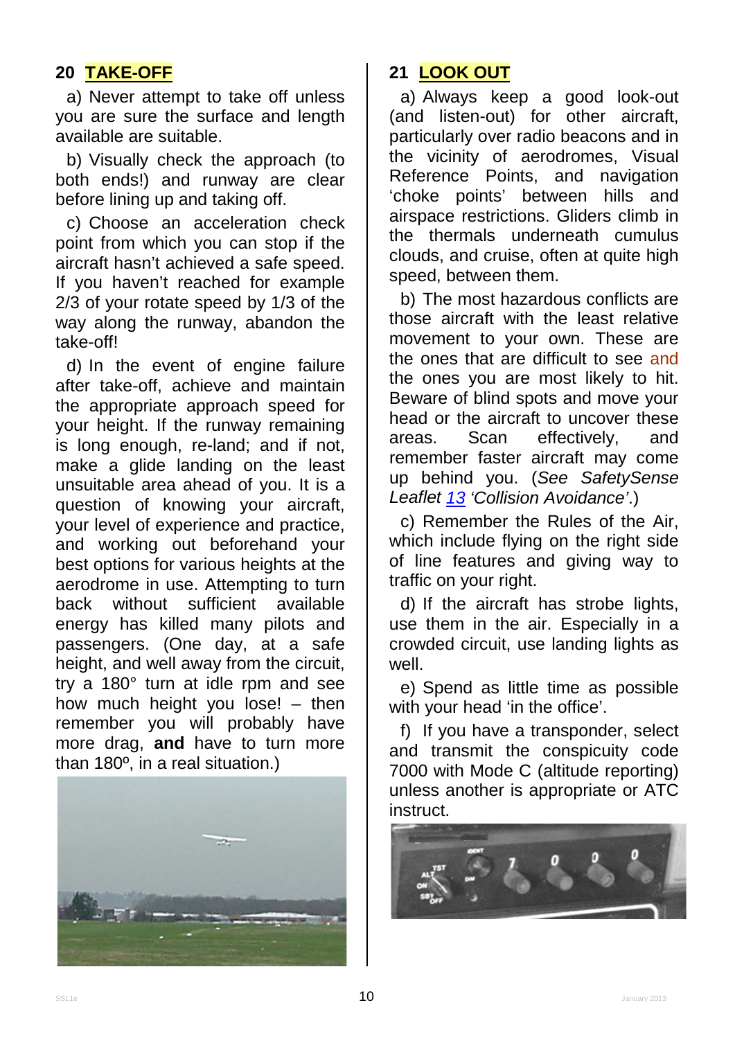## 20 TAKE-OFF

a) Never attempt to take off unless you are sure the surface and length available are suitable.

b) Visually check the approach (to both ends!) and runway are clear before lining up and taking off.

c) Choose an acceleration check point from which you can stop if the aircraft hasn't achieved a safe speed. If you haven't reached for example 2/3 of your rotate speed by 1/3 of the way along the runway, abandon the take-off!

d) In the event of engine failure after take-off, achieve and maintain the appropriate approach speed for your height. If the runway remaining is long enough, re-land; and if not, make a glide landing on the least unsuitable area ahead of you. It is a question of knowing your aircraft, your level of experience and practice, and working out beforehand your best options for various heights at the aerodrome in use. Attempting to turn back without sufficient available energy has killed many pilots and passengers. (One day, at a safe height, and well away from the circuit, try a 180° turn at idle rpm and see how much height you lose! – then remember you will probably have more drag, **and** have to turn more than 180º, in a real situation.)

## 21 LOOK OUT

a) Always keep a good look-out (and listen-out) for other aircraft, particularly over radio beacons and in the vicinity of aerodromes, Visual Reference Points, and navigation 'choke points' between hills and airspace restrictions. Gliders climb in the thermals underneath cumulus clouds, and cruise, often at quite high speed, between them.

b) The most hazardous conflicts are those aircraft with the least relative movement to your own. These are the ones that are difficult to see and the ones you are most likely to hit. Beware of blind spots and move your head or the aircraft to uncover these areas. Scan effectively, and remember faster aircraft may come up behind you. (*See SafetySense Leaflet 13 'Collision Avoidance'*.)

c) Remember the Rules of the Air, which include flying on the right side of line features and giving way to traffic on your right.

d) If the aircraft has strobe lights, use them in the air. Especially in a crowded circuit, use landing lights as well.

e) Spend as little time as possible with your head 'in the office'.

f) If you have a transponder, select and transmit the conspicuity code 7000 with Mode C (altitude reporting) unless another is appropriate or ATC instruct.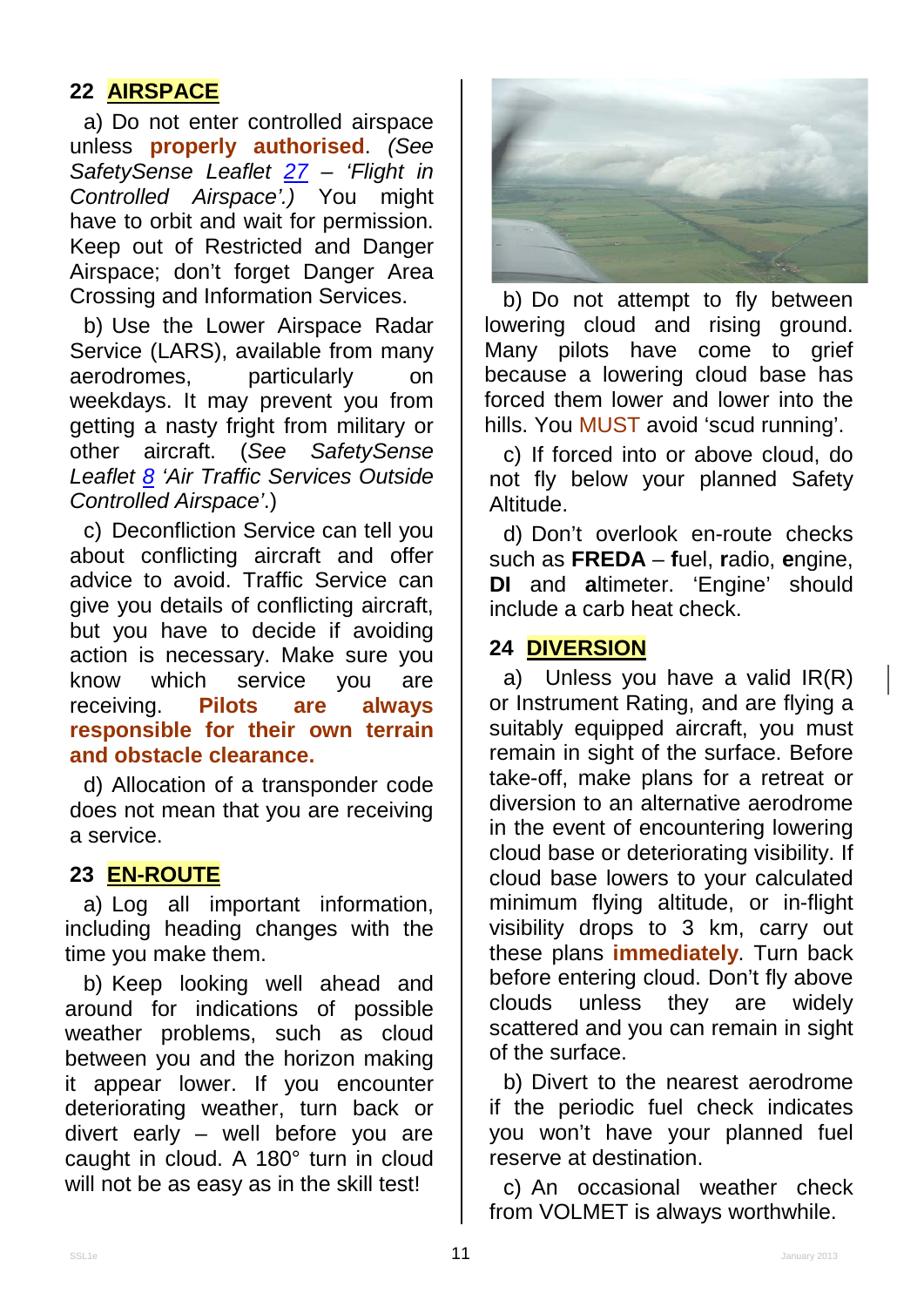## 22 AIRSPACE

a) Do not enter controlled airspace unless **properly authorised**. *(See SafetySense Leaflet 27 – 'Flight in Controlled Airspace'.)* You might have to orbit and wait for permission. Keep out of Restricted and Danger Airspace; don't forget Danger Area Crossing and Information Services.

b) Use the Lower Airspace Radar Service (LARS), available from many aerodromes, particularly on weekdays. It may prevent you from getting a nasty fright from military or other aircraft. (*See SafetySense Leaflet 8 'Air Traffic Services Outside Controlled Airspace'*.)

c) Deconfliction Service can tell you about conflicting aircraft and offer advice to avoid. Traffic Service can give you details of conflicting aircraft, but you have to decide if avoiding action is necessary. Make sure you know which service you are receiving. **Pilots are always responsible for their own terrain and obstacle clearance.**

d) Allocation of a transponder code does not mean that you are receiving a service.

## 23 EN-ROUTE

a) Log all important information, including heading changes with the time you make them.

b) Keep looking well ahead and around for indications of possible weather problems, such as cloud between you and the horizon making it appear lower. If you encounter deteriorating weather, turn back or divert early – well before you are caught in cloud. A 180° turn in cloud will not be as easy as in the skill test!

b) Do not attempt to fly between lowering cloud and rising ground. Many pilots have come to grief because a lowering cloud base has forced them lower and lower into the hills. You MUST avoid 'scud running'.

c) If forced into or above cloud, do not fly below your planned Safety Altitude.

d) Don't overlook en-route checks such as **FREDA** – **f**uel, **r**adio, **e**ngine, **DI** and **a**ltimeter. 'Engine' should include a carb heat check.

## 24 DIVERSION

a) Unless you have a valid IR(R) or Instrument Rating, and are flying a suitably equipped aircraft, you must remain in sight of the surface. Before take-off, make plans for a retreat or diversion to an alternative aerodrome in the event of encountering lowering cloud base or deteriorating visibility. If cloud base lowers to your calculated minimum flying altitude, or in-flight visibility drops to 3 km, carry out these plans **immediately**. Turn back before entering cloud. Don't fly above clouds unless they are widely scattered and you can remain in sight of the surface.

b) Divert to the nearest aerodrome if the periodic fuel check indicates you won't have your planned fuel reserve at destination.

c) An occasional weather check from VOLMET is always worthwhile.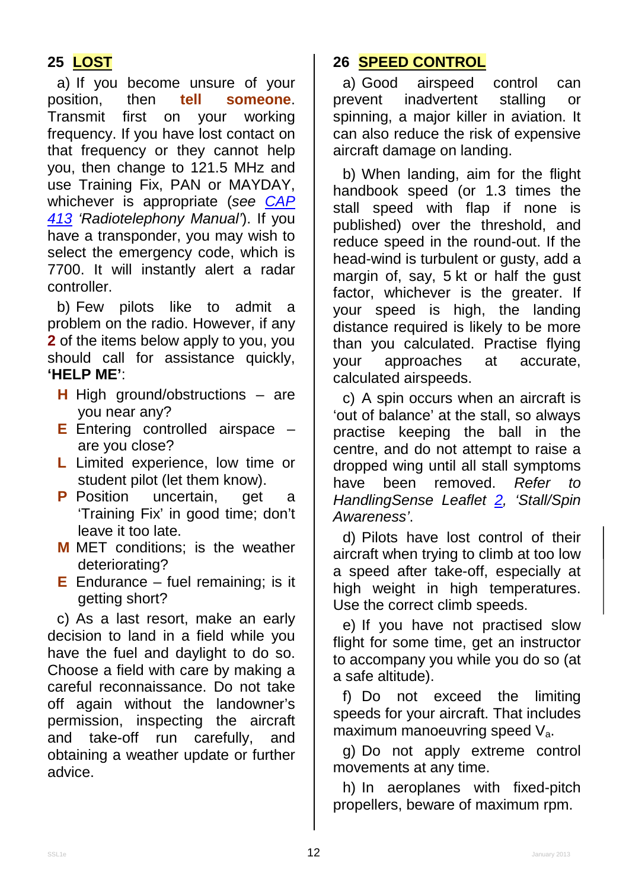## 25 LOST

a) If you become unsure of your position, then **tell someone**. Transmit first on your working frequency. If you have lost contact on that frequency or they cannot help you, then change to 121.5 MHz and use Training Fix, PAN or MAYDAY, whichever is appropriate (*see CAP 413 'Radiotelephony Manual'*). If you have a transponder, you may wish to select the emergency code, which is 7700. It will instantly alert a radar controller.

b) Few pilots like to admit a problem on the radio. However, if any **2** of the items below apply to you, you should call for assistance quickly, **'HELP ME'**:

- **H** High ground/obstructions – are you near any?
- **E** Entering controlled airspace – are you close?
- **L** Limited experience, low time or student pilot (let them know).
- **P** Position uncertain, get a 'Training Fix' in good time; don't leave it too late.
- **M** MET conditions; is the weather deteriorating?
- **E** Endurance – fuel remaining; is it getting short?

c) As a last resort, make an early decision to land in a field while you have the fuel and daylight to do so. Choose a field with care by making a careful reconnaissance. Do not take off again without the landowner's permission, inspecting the aircraft and take-off run carefully, and obtaining a weather update or further advice.

## 26 SPEED CONTROL

a) Good airspeed control can prevent inadvertent stalling or spinning, a major killer in aviation. It can also reduce the risk of expensive aircraft damage on landing.

b) When landing, aim for the flight handbook speed (or 1.3 times the stall speed with flap if none is published) over the threshold, and reduce speed in the round-out. If the head-wind is turbulent or gusty, add a margin of, say, 5 kt or half the gust factor, whichever is the greater. If your speed is high, the landing distance required is likely to be more than you calculated. Practise flying your approaches at accurate, calculated airspeeds.

c) A spin occurs when an aircraft is 'out of balance' at the stall, so always practise keeping the ball in the centre, and do not attempt to raise a dropped wing until all stall symptoms have been removed. *Refer to HandlingSense Leaflet 2, 'Stall/Spin Awareness'*.

d) Pilots have lost control of their aircraft when trying to climb at too low a speed after take-off, especially at high weight in high temperatures. Use the correct climb speeds.

e) If you have not practised slow flight for some time, get an instructor to accompany you while you do so (at a safe altitude).

f) Do not exceed the limiting speeds for your aircraft. That includes maximum manoeuvring speed $V_a$.

g) Do not apply extreme control movements at any time.

h) In aeroplanes with fixed-pitch propellers, beware of maximum rpm.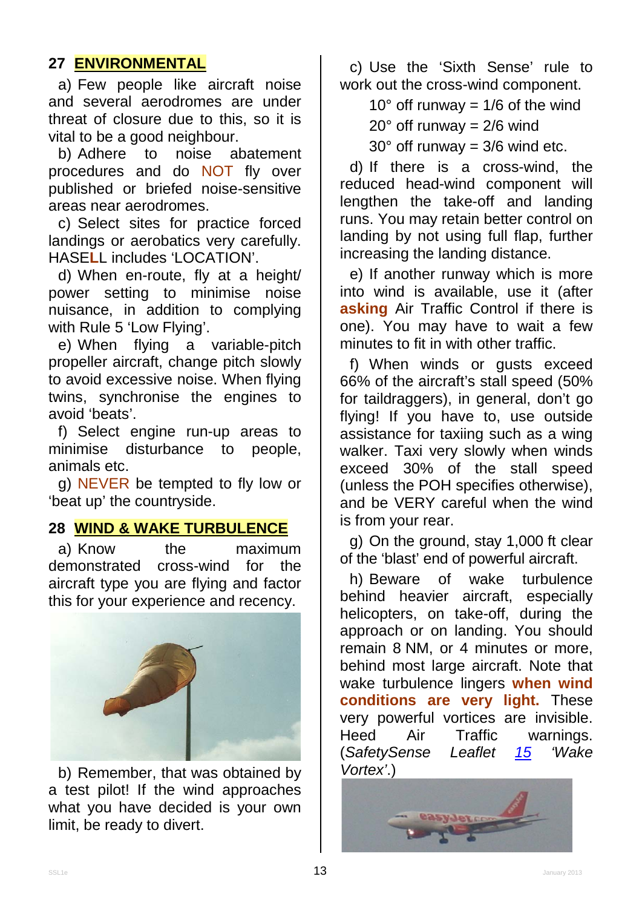## 27 ENVIRONMENTAL

a) Few people like aircraft noise and several aerodromes are under threat of closure due to this, so it is vital to be a good neighbour.

b) Adhere to noise abatement procedures and do NOT fly over published or briefed noise-sensitive areas near aerodromes.

c) Select sites for practice forced landings or aerobatics very carefully. HASE**L**L includes 'LOCATION'.

d) When en-route, fly at a height/ power setting to minimise noise nuisance, in addition to complying with Rule 5 'Low Flying'.

e) When flying a variable-pitch propeller aircraft, change pitch slowly to avoid excessive noise. When flying twins, synchronise the engines to avoid 'beats'.

f) Select engine run-up areas to minimise disturbance to people, animals etc.

g) NEVER be tempted to fly low or 'beat up' the countryside.

## 28 WIND & WAKE TURBULENCE

a) Know the maximum demonstrated cross-wind for the aircraft type you are flying and factor this for your experience and recency.

b) Remember, that was obtained by a test pilot! If the wind approaches what you have decided is your own limit, be ready to divert.

c) Use the 'Sixth Sense' rule to work out the cross-wind component.

10° off runway = 1/6 of the wind
20° off runway = 2/6 wind
30° off runway = 3/6 wind etc.

d) If there is a cross-wind, the reduced head-wind component will lengthen the take-off and landing runs. You may retain better control on landing by not using full flap, further increasing the landing distance.

e) If another runway which is more into wind is available, use it (after **asking** Air Traffic Control if there is one). You may have to wait a few minutes to fit in with other traffic.

f) When winds or gusts exceed 66% of the aircraft's stall speed (50% for taildraggers), in general, don't go flying! If you have to, use outside assistance for taxiing such as a wing walker. Taxi very slowly when winds exceed 30% of the stall speed (unless the POH specifies otherwise), and be VERY careful when the wind is from your rear.

g) On the ground, stay 1,000 ft clear of the 'blast' end of powerful aircraft.

h) Beware of wake turbulence behind heavier aircraft, especially helicopters, on take-off, during the approach or on landing. You should remain 8 NM, or 4 minutes or more, behind most large aircraft. Note that wake turbulence lingers **when wind conditions are very light.** These very powerful vortices are invisible. Heed Air Traffic warnings. (*SafetySense Leaflet* 15 *'Wake Vortex'*.)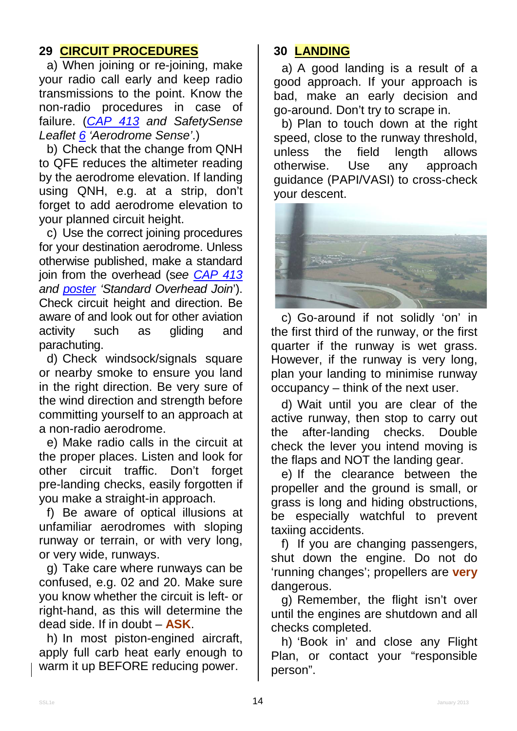## 29 CIRCUIT PROCEDURES

a) When joining or re-joining, make your radio call early and keep radio transmissions to the point. Know the non-radio procedures in case of failure. (*CAP 413 and SafetySense Leaflet 6 'Aerodrome Sense'*.)

b) Check that the change from QNH to QFE reduces the altimeter reading by the aerodrome elevation. If landing using QNH, e.g. at a strip, don't forget to add aerodrome elevation to your planned circuit height.

c) Use the correct joining procedures for your destination aerodrome. Unless otherwise published, make a standard join from the overhead (*see CAP 413 and poster 'Standard Overhead Join'*). Check circuit height and direction. Be aware of and look out for other aviation activity such as gliding and parachuting.

d) Check windsock/signals square or nearby smoke to ensure you land in the right direction. Be very sure of the wind direction and strength before committing yourself to an approach at a non-radio aerodrome.

e) Make radio calls in the circuit at the proper places. Listen and look for other circuit traffic. Don't forget pre-landing checks, easily forgotten if you make a straight-in approach.

f) Be aware of optical illusions at unfamiliar aerodromes with sloping runway or terrain, or with very long, or very wide, runways.

g) Take care where runways can be confused, e.g. 02 and 20. Make sure you know whether the circuit is left- or right-hand, as this will determine the dead side. If in doubt – **ASK**.

h) In most piston-engined aircraft, apply full carb heat early enough to warm it up BEFORE reducing power.

## 30 LANDING

a) A good landing is a result of a good approach. If your approach is bad, make an early decision and go-around. Don't try to scrape in.

b) Plan to touch down at the right speed, close to the runway threshold, unless the field length allows otherwise. Use any approach guidance (PAPI/VASI) to cross-check your descent.

c) Go-around if not solidly 'on' in the first third of the runway, or the first quarter if the runway is wet grass. However, if the runway is very long, plan your landing to minimise runway occupancy – think of the next user.

d) Wait until you are clear of the active runway, then stop to carry out the after-landing checks. Double check the lever you intend moving is the flaps and NOT the landing gear.

e) If the clearance between the propeller and the ground is small, or grass is long and hiding obstructions, be especially watchful to prevent taxiing accidents.

f) If you are changing passengers, shut down the engine. Do not do 'running changes'; propellers are **very** dangerous.

g) Remember, the flight isn't over until the engines are shutdown and all checks completed.

h) 'Book in' and close any Flight Plan, or contact your "responsible person".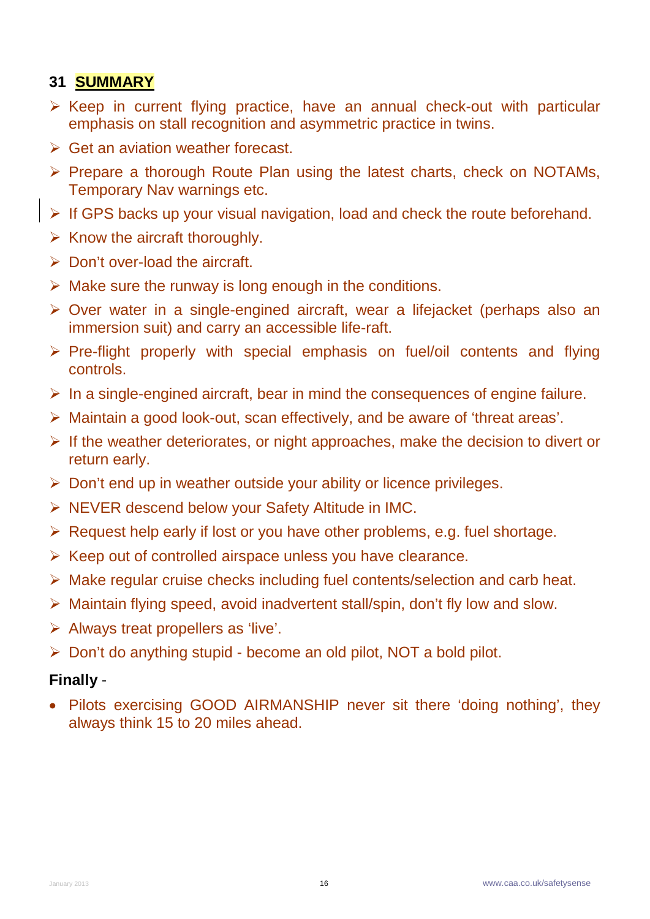## 31 SUMMARY

- Keep in current flying practice, have an annual check-out with particular emphasis on stall recognition and asymmetric practice in twins.
- Get an aviation weather forecast.
- Prepare a thorough Route Plan using the latest charts, check on NOTAMs, Temporary Nav warnings etc.
- If GPS backs up your visual navigation, load and check the route beforehand.
- Know the aircraft thoroughly.
- Don't over-load the aircraft.
- Make sure the runway is long enough in the conditions.
- Over water in a single-engined aircraft, wear a lifejacket (perhaps also an immersion suit) and carry an accessible life-raft.
- Pre-flight properly with special emphasis on fuel/oil contents and flying controls.
- In a single-engined aircraft, bear in mind the consequences of engine failure.
- Maintain a good look-out, scan effectively, and be aware of 'threat areas'.
- If the weather deteriorates, or night approaches, make the decision to divert or return early.
- Don't end up in weather outside your ability or licence privileges.
- NEVER descend below your Safety Altitude in IMC.
- Request help early if lost or you have other problems, e.g. fuel shortage.
- Keep out of controlled airspace unless you have clearance.
- Make regular cruise checks including fuel contents/selection and carb heat.
- Maintain flying speed, avoid inadvertent stall/spin, don't fly low and slow.
- Always treat propellers as 'live'.
- Don't do anything stupid - become an old pilot, NOT a bold pilot.

**Finally** -

- Pilots exercising GOOD AIRMANSHIP never sit there 'doing nothing', they always think 15 to 20 miles ahead.